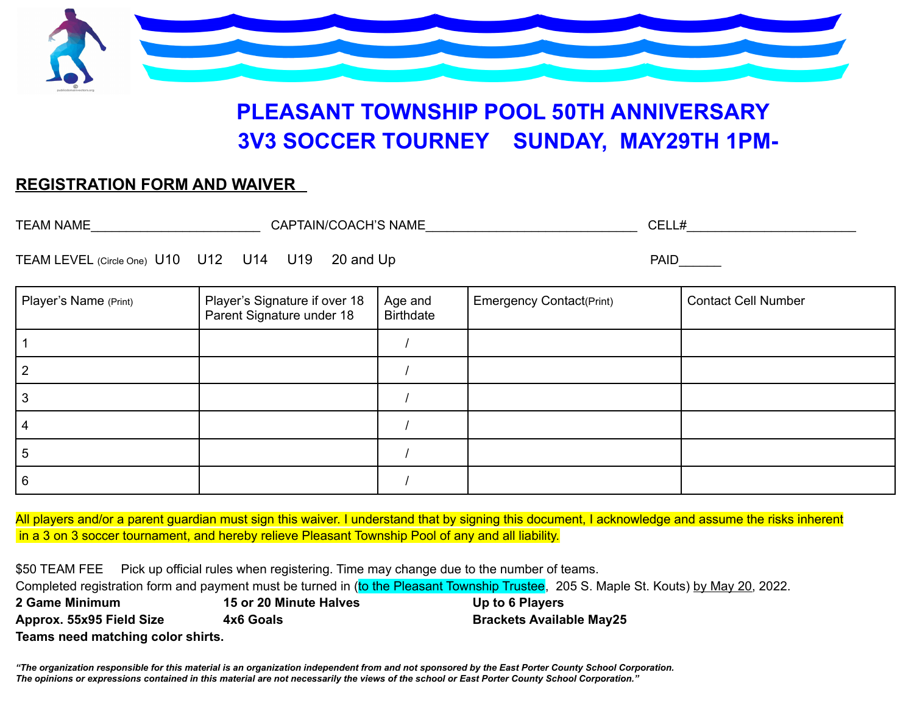# PLEASANT TOWNSHIP POOL 50TH ANNIVERSARY
# 3V3 SOCCER TOURNEY SUNDAY, MAY29TH 1PM-

**REGISTRATION FORM AND WAIVER**

TEAM NAME_______________________ CAPTAIN/COACH'S NAME_____________________________ CELL#_______________________

TEAM LEVEL (Circle One) U10 U12 U14 U19 20 and Up PAID______

| Player's Name (Print) | Player's Signature if over 18 Parent Signature under 18 | Age and Birthdate | Emergency Contact(Print) | Contact Cell Number |
|---|---|---|---|---|
| 1 | | / | | |
| 2 | | / | | |
| 3 | | / | | |
| 4 | | / | | |
| 5 | | / | | |
| 6 | | / | | |

All players and/or a parent guardian must sign this waiver. I understand that by signing this document, I acknowledge and assume the risks inherent in a 3 on 3 soccer tournament, and hereby relieve Pleasant Township Pool of any and all liability.

$50 TEAM FEE Pick up official rules when registering. Time may change due to the number of teams.
Completed registration form and payment must be turned in (to the Pleasant Township Trustee, 205 S. Maple St. Kouts) by May 20, 2022.

**2 Game Minimum** **15 or 20 Minute Halves** **Up to 6 Players**
**Approx. 55x95 Field Size** **4x6 Goals** **Brackets Available May25**
**Teams need matching color shirts.**

***"The organization responsible for this material is an organization independent from and not sponsored by the East Porter County School Corporation. The opinions or expressions contained in this material are not necessarily the views of the school or East Porter County School Corporation."***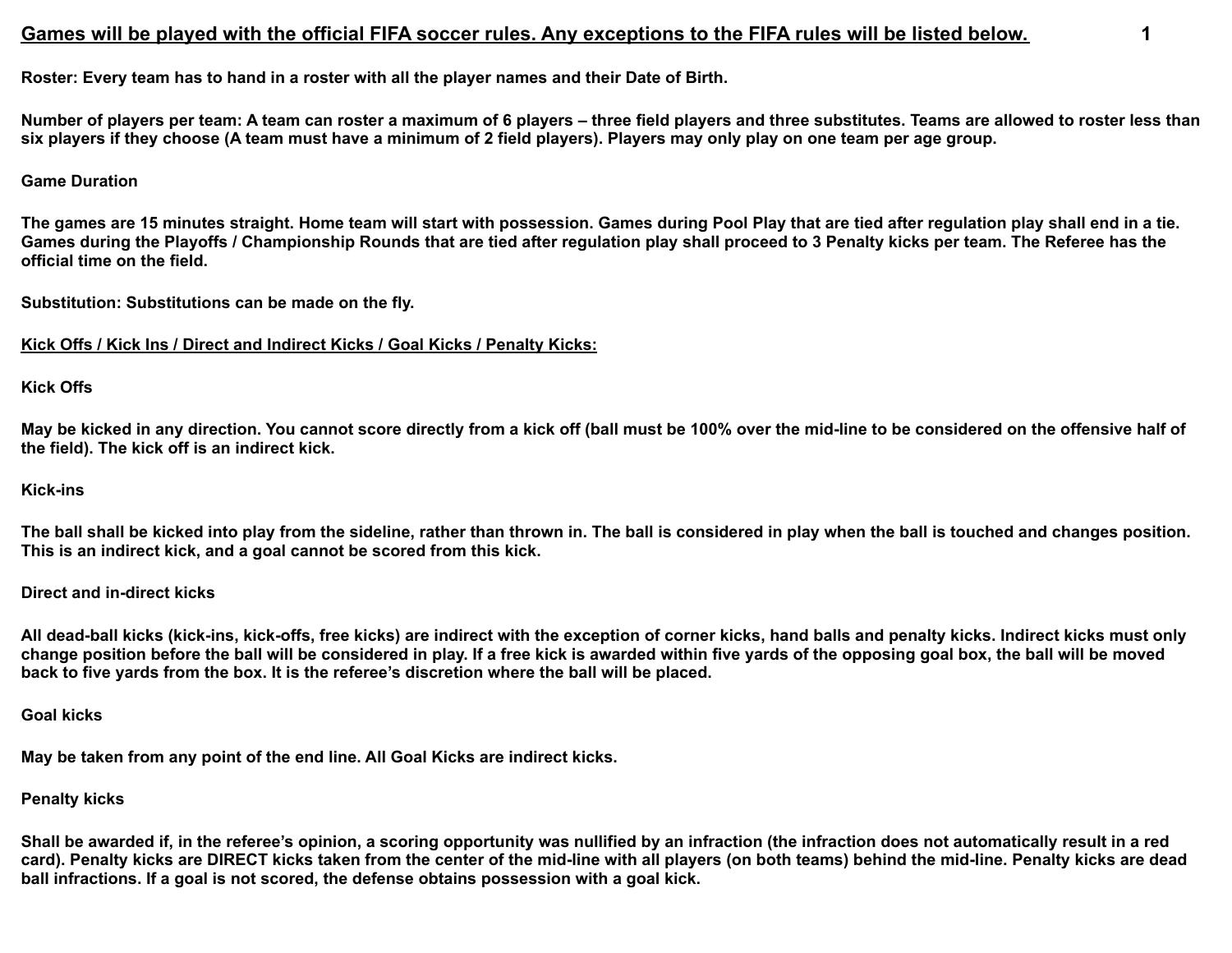**<u>Games will be played with the official FIFA soccer rules. Any exceptions to the FIFA rules will be listed below.</u>**

**Roster: Every team has to hand in a roster with all the player names and their Date of Birth.**

**Number of players per team: A team can roster a maximum of 6 players – three field players and three substitutes. Teams are allowed to roster less than six players if they choose (A team must have a minimum of 2 field players). Players may only play on one team per age group.**

**Game Duration**

**The games are 15 minutes straight. Home team will start with possession. Games during Pool Play that are tied after regulation play shall end in a tie. Games during the Playoffs / Championship Rounds that are tied after regulation play shall proceed to 3 Penalty kicks per team. The Referee has the official time on the field.**

**Substitution: Substitutions can be made on the fly.**

**<u>Kick Offs / Kick Ins / Direct and Indirect Kicks / Goal Kicks / Penalty Kicks:</u>**

**Kick Offs**

**May be kicked in any direction. You cannot score directly from a kick off (ball must be 100% over the mid-line to be considered on the offensive half of the field). The kick off is an indirect kick.**

**Kick-ins**

**The ball shall be kicked into play from the sideline, rather than thrown in. The ball is considered in play when the ball is touched and changes position. This is an indirect kick, and a goal cannot be scored from this kick.**

**Direct and in-direct kicks**

**All dead-ball kicks (kick-ins, kick-offs, free kicks) are indirect with the exception of corner kicks, hand balls and penalty kicks. Indirect kicks must only change position before the ball will be considered in play. If a free kick is awarded within five yards of the opposing goal box, the ball will be moved back to five yards from the box. It is the referee's discretion where the ball will be placed.**

**Goal kicks**

**May be taken from any point of the end line. All Goal Kicks are indirect kicks.**

**Penalty kicks**

**Shall be awarded if, in the referee's opinion, a scoring opportunity was nullified by an infraction (the infraction does not automatically result in a red card). Penalty kicks are DIRECT kicks taken from the center of the mid-line with all players (on both teams) behind the mid-line. Penalty kicks are dead ball infractions. If a goal is not scored, the defense obtains possession with a goal kick.**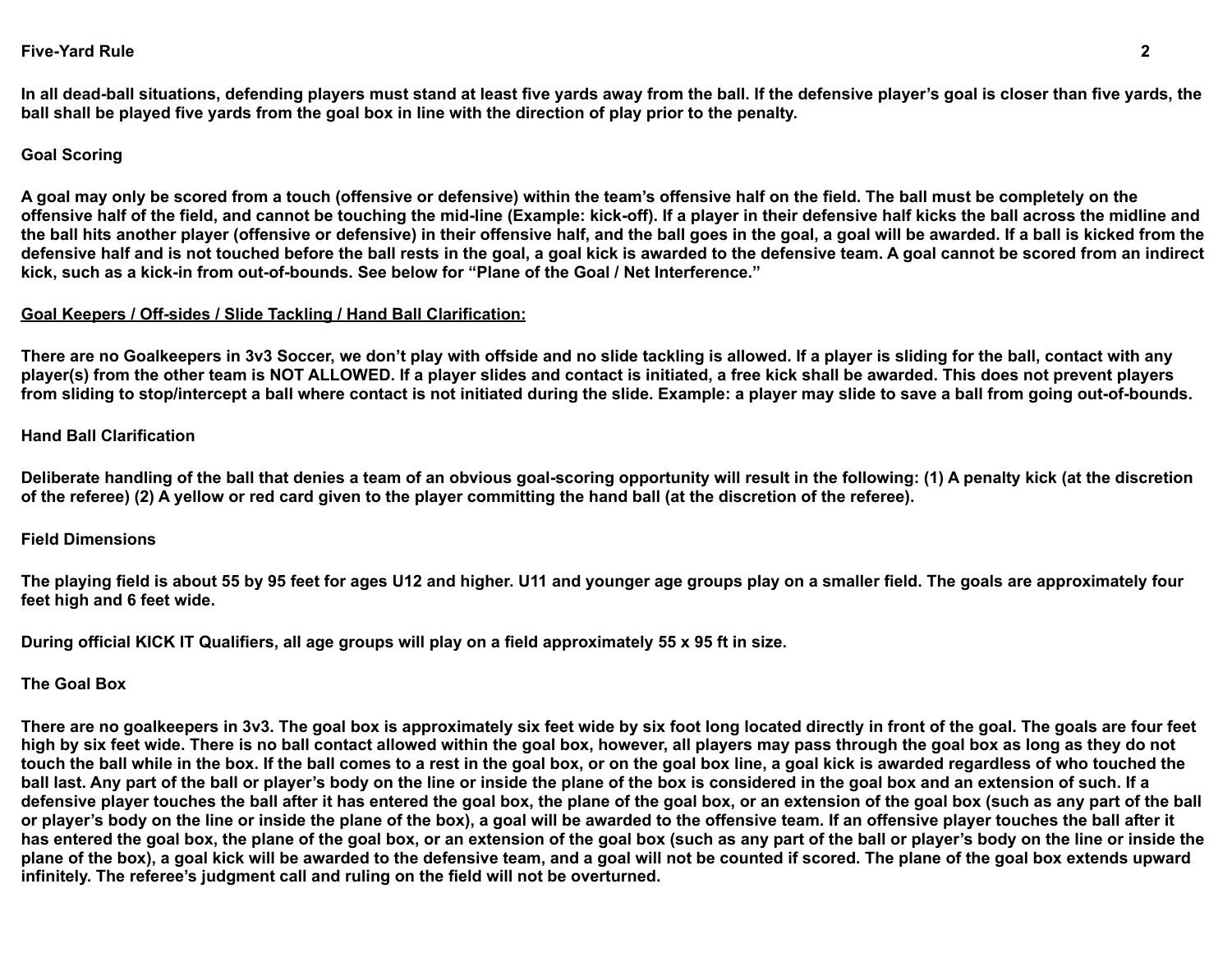**Five-Yard Rule**

**In all dead-ball situations, defending players must stand at least five yards away from the ball. If the defensive player's goal is closer than five yards, the ball shall be played five yards from the goal box in line with the direction of play prior to the penalty.**

**Goal Scoring**

**A goal may only be scored from a touch (offensive or defensive) within the team's offensive half on the field. The ball must be completely on the offensive half of the field, and cannot be touching the mid-line (Example: kick-off). If a player in their defensive half kicks the ball across the midline and the ball hits another player (offensive or defensive) in their offensive half, and the ball goes in the goal, a goal will be awarded. If a ball is kicked from the defensive half and is not touched before the ball rests in the goal, a goal kick is awarded to the defensive team. A goal cannot be scored from an indirect kick, such as a kick-in from out-of-bounds. See below for "Plane of the Goal / Net Interference."**

**<u>Goal Keepers / Off-sides / Slide Tackling / Hand Ball Clarification:</u>**

**There are no Goalkeepers in 3v3 Soccer, we don't play with offside and no slide tackling is allowed. If a player is sliding for the ball, contact with any player(s) from the other team is NOT ALLOWED. If a player slides and contact is initiated, a free kick shall be awarded. This does not prevent players from sliding to stop/intercept a ball where contact is not initiated during the slide. Example: a player may slide to save a ball from going out-of-bounds.**

**Hand Ball Clarification**

**Deliberate handling of the ball that denies a team of an obvious goal-scoring opportunity will result in the following: (1) A penalty kick (at the discretion of the referee) (2) A yellow or red card given to the player committing the hand ball (at the discretion of the referee).**

**Field Dimensions**

**The playing field is about 55 by 95 feet for ages U12 and higher. U11 and younger age groups play on a smaller field. The goals are approximately four feet high and 6 feet wide.**

**During official KICK IT Qualifiers, all age groups will play on a field approximately 55 x 95 ft in size.**

**The Goal Box**

**There are no goalkeepers in 3v3. The goal box is approximately six feet wide by six foot long located directly in front of the goal. The goals are four feet high by six feet wide. There is no ball contact allowed within the goal box, however, all players may pass through the goal box as long as they do not touch the ball while in the box. If the ball comes to a rest in the goal box, or on the goal box line, a goal kick is awarded regardless of who touched the ball last. Any part of the ball or player's body on the line or inside the plane of the box is considered in the goal box and an extension of such. If a defensive player touches the ball after it has entered the goal box, the plane of the goal box, or an extension of the goal box (such as any part of the ball or player's body on the line or inside the plane of the box), a goal will be awarded to the offensive team. If an offensive player touches the ball after it has entered the goal box, the plane of the goal box, or an extension of the goal box (such as any part of the ball or player's body on the line or inside the plane of the box), a goal kick will be awarded to the defensive team, and a goal will not be counted if scored. The plane of the goal box extends upward infinitely. The referee's judgment call and ruling on the field will not be overturned.**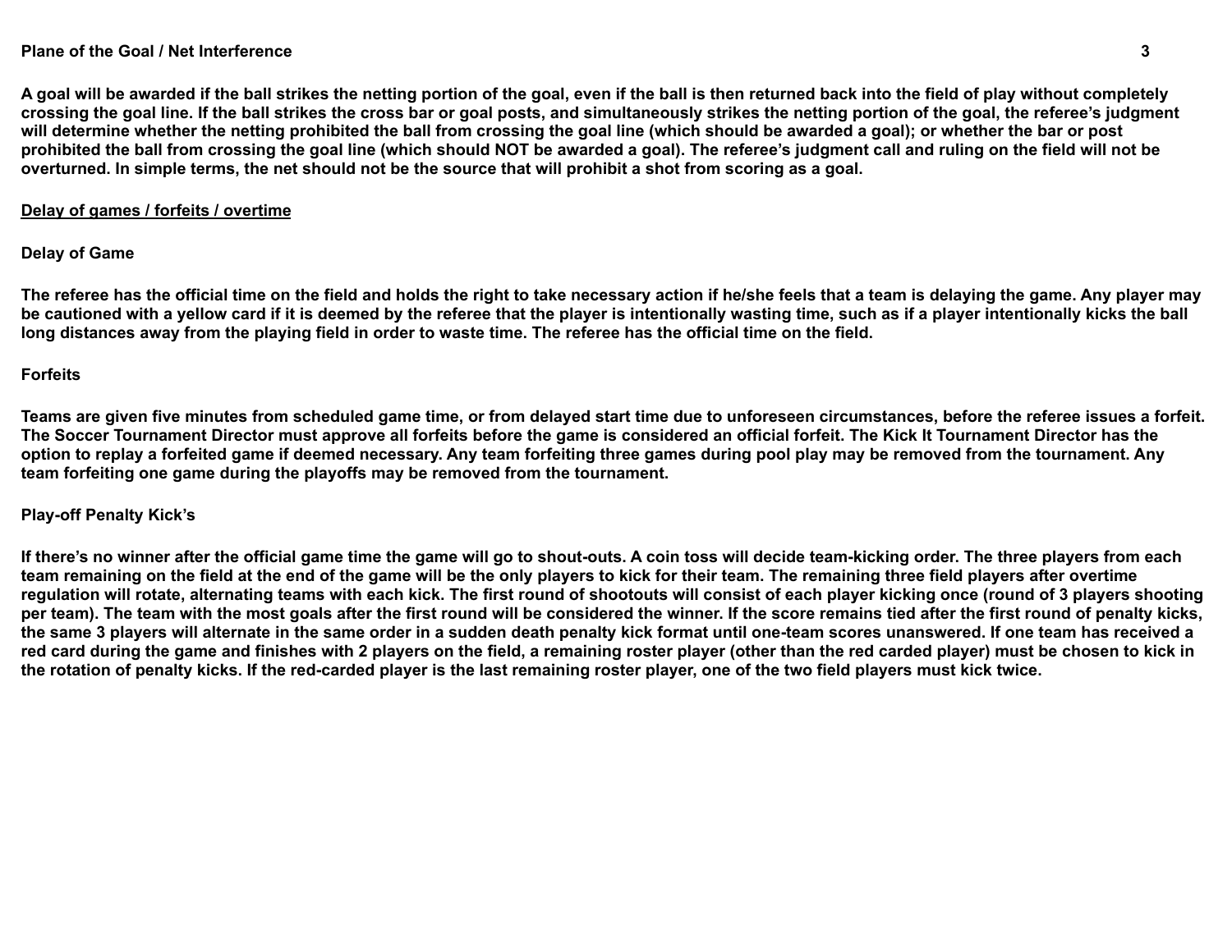**Plane of the Goal / Net Interference**

**A goal will be awarded if the ball strikes the netting portion of the goal, even if the ball is then returned back into the field of play without completely crossing the goal line. If the ball strikes the cross bar or goal posts, and simultaneously strikes the netting portion of the goal, the referee's judgment will determine whether the netting prohibited the ball from crossing the goal line (which should be awarded a goal); or whether the bar or post prohibited the ball from crossing the goal line (which should NOT be awarded a goal). The referee's judgment call and ruling on the field will not be overturned. In simple terms, the net should not be the source that will prohibit a shot from scoring as a goal.**

## Delay of games / forfeits / overtime

**Delay of Game**

**The referee has the official time on the field and holds the right to take necessary action if he/she feels that a team is delaying the game. Any player may be cautioned with a yellow card if it is deemed by the referee that the player is intentionally wasting time, such as if a player intentionally kicks the ball long distances away from the playing field in order to waste time. The referee has the official time on the field.**

**Forfeits**

**Teams are given five minutes from scheduled game time, or from delayed start time due to unforeseen circumstances, before the referee issues a forfeit. The Soccer Tournament Director must approve all forfeits before the game is considered an official forfeit. The Kick It Tournament Director has the option to replay a forfeited game if deemed necessary. Any team forfeiting three games during pool play may be removed from the tournament. Any team forfeiting one game during the playoffs may be removed from the tournament.**

**Play-off Penalty Kick's**

**If there's no winner after the official game time the game will go to shout-outs. A coin toss will decide team-kicking order. The three players from each team remaining on the field at the end of the game will be the only players to kick for their team. The remaining three field players after overtime regulation will rotate, alternating teams with each kick. The first round of shootouts will consist of each player kicking once (round of 3 players shooting per team). The team with the most goals after the first round will be considered the winner. If the score remains tied after the first round of penalty kicks, the same 3 players will alternate in the same order in a sudden death penalty kick format until one-team scores unanswered. If one team has received a red card during the game and finishes with 2 players on the field, a remaining roster player (other than the red carded player) must be chosen to kick in the rotation of penalty kicks. If the red-carded player is the last remaining roster player, one of the two field players must kick twice.**